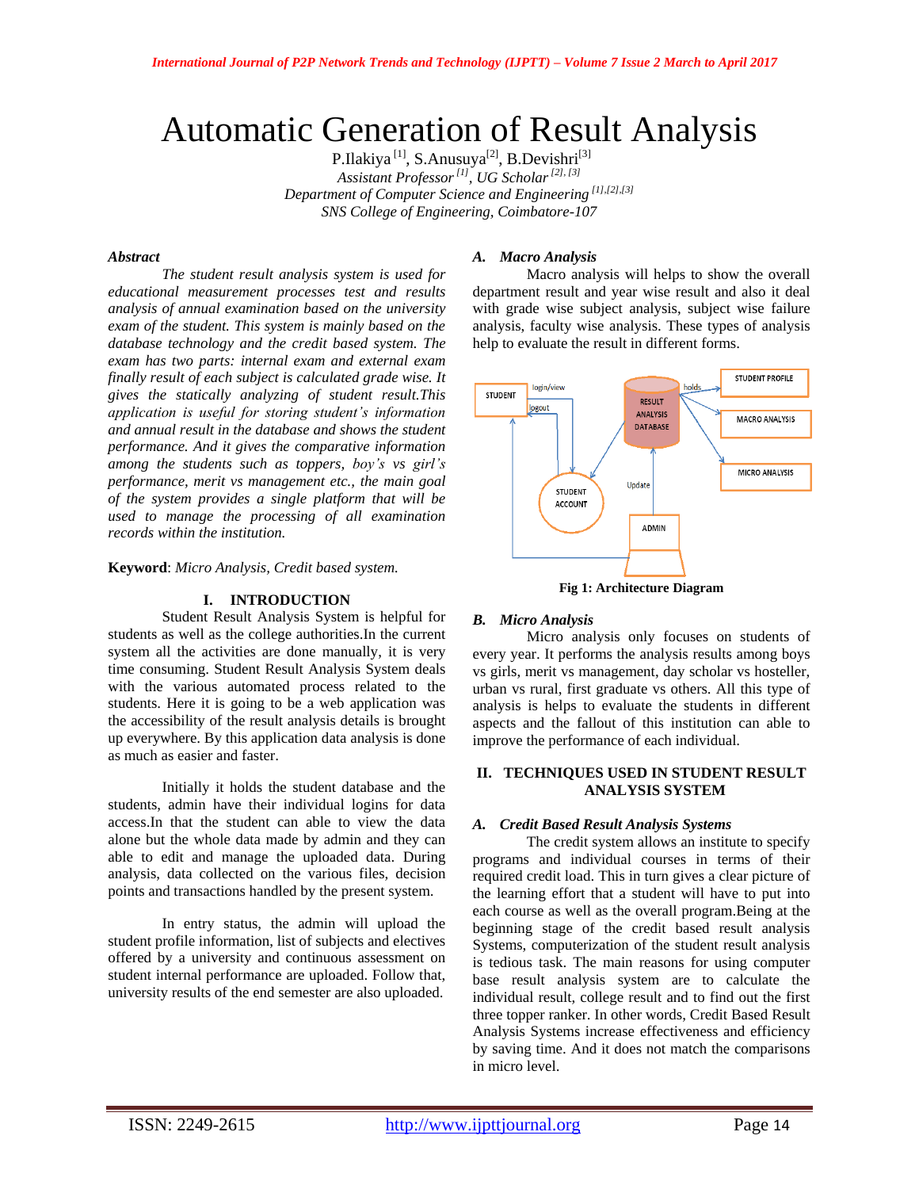# Automatic Generation of Result Analysis

P.Ilakiya [1], S.Anusuya[2], B.Devishri[3]

*Assistant Professor [1], UG Scholar [2], [3]*

*Department of Computer Science and Engineering [1],[2],[3]*

*SNS College of Engineering, Coimbatore-107*

***Abstract***

*The student result analysis system is used for educational measurement processes test and results analysis of annual examination based on the university exam of the student. This system is mainly based on the database technology and the credit based system. The exam has two parts: internal exam and external exam finally result of each subject is calculated grade wise. It gives the statically analyzing of student result.This application is useful for storing student's information and annual result in the database and shows the student performance. And it gives the comparative information among the students such as toppers, boy's vs girl's performance, merit vs management etc., the main goal of the system provides a single platform that will be used to manage the processing of all examination records within the institution.*

**Keyword**: *Micro Analysis, Credit based system.*

## I. INTRODUCTION

Student Result Analysis System is helpful for students as well as the college authorities.In the current system all the activities are done manually, it is very time consuming. Student Result Analysis System deals with the various automated process related to the students. Here it is going to be a web application was the accessibility of the result analysis details is brought up everywhere. By this application data analysis is done as much as easier and faster.

Initially it holds the student database and the students, admin have their individual logins for data access.In that the student can able to view the data alone but the whole data made by admin and they can able to edit and manage the uploaded data. During analysis, data collected on the various files, decision points and transactions handled by the present system.

In entry status, the admin will upload the student profile information, list of subjects and electives offered by a university and continuous assessment on student internal performance are uploaded. Follow that, university results of the end semester are also uploaded.

### *A. Macro Analysis*

Macro analysis will helps to show the overall department result and year wise result and also it deal with grade wise subject analysis, subject wise failure analysis, faculty wise analysis. These types of analysis help to evaluate the result in different forms.

**Fig 1: Architecture Diagram**

### *B. Micro Analysis*

Micro analysis only focuses on students of every year. It performs the analysis results among boys vs girls, merit vs management, day scholar vs hosteller, urban vs rural, first graduate vs others. All this type of analysis is helps to evaluate the students in different aspects and the fallout of this institution can able to improve the performance of each individual.

## II. TECHNIQUES USED IN STUDENT RESULT ANALYSIS SYSTEM

### *A. Credit Based Result Analysis Systems*

The credit system allows an institute to specify programs and individual courses in terms of their required credit load. This in turn gives a clear picture of the learning effort that a student will have to put into each course as well as the overall program.Being at the beginning stage of the credit based result analysis Systems, computerization of the student result analysis is tedious task. The main reasons for using computer base result analysis system are to calculate the individual result, college result and to find out the first three topper ranker. In other words, Credit Based Result Analysis Systems increase effectiveness and efficiency by saving time. And it does not match the comparisons in micro level.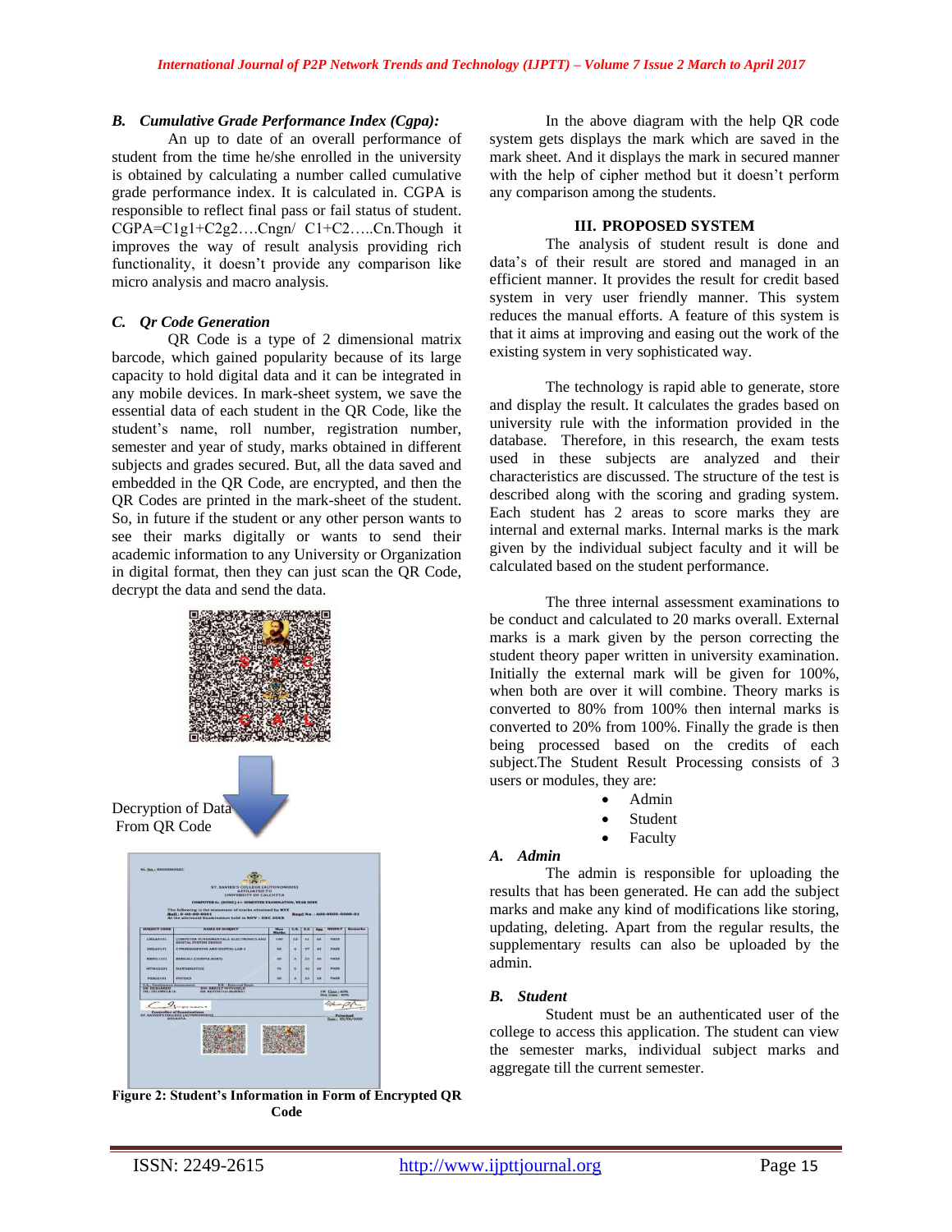### B. Cumulative Grade Performance Index (Cgpa):

An up to date of an overall performance of student from the time he/she enrolled in the university is obtained by calculating a number called cumulative grade performance index. It is calculated in. CGPA is responsible to reflect final pass or fail status of student. CGPA=C1g1+C2g2….Cngn/ C1+C2…..Cn.Though it improves the way of result analysis providing rich functionality, it doesn't provide any comparison like micro analysis and macro analysis.

### C. Qr Code Generation

QR Code is a type of 2 dimensional matrix barcode, which gained popularity because of its large capacity to hold digital data and it can be integrated in any mobile devices. In mark-sheet system, we save the essential data of each student in the QR Code, like the student's name, roll number, registration number, semester and year of study, marks obtained in different subjects and grades secured. But, all the data saved and embedded in the QR Code, are encrypted, and then the QR Codes are printed in the mark-sheet of the student. So, in future if the student or any other person wants to see their marks digitally or wants to send their academic information to any University or Organization in digital format, then they can just scan the QR Code, decrypt the data and send the data.

Decryption of Data From QR Code

**Figure 2: Student's Information in Form of Encrypted QR Code**

In the above diagram with the help QR code system gets displays the mark which are saved in the mark sheet. And it displays the mark in secured manner with the help of cipher method but it doesn't perform any comparison among the students.

## III. PROPOSED SYSTEM

The analysis of student result is done and data's of their result are stored and managed in an efficient manner. It provides the result for credit based system in very user friendly manner. This system reduces the manual efforts. A feature of this system is that it aims at improving and easing out the work of the existing system in very sophisticated way.

The technology is rapid able to generate, store and display the result. It calculates the grades based on university rule with the information provided in the database. Therefore, in this research, the exam tests used in these subjects are analyzed and their characteristics are discussed. The structure of the test is described along with the scoring and grading system. Each student has 2 areas to score marks they are internal and external marks. Internal marks is the mark given by the individual subject faculty and it will be calculated based on the student performance.

The three internal assessment examinations to be conduct and calculated to 20 marks overall. External marks is a mark given by the person correcting the student theory paper written in university examination. Initially the external mark will be given for 100%, when both are over it will combine. Theory marks is converted to 80% from 100% then internal marks is converted to 20% from 100%. Finally the grade is then being processed based on the credits of each subject.The Student Result Processing consists of 3 users or modules, they are:

- Admin
- Student
- Faculty

### A. Admin

The admin is responsible for uploading the results that has been generated. He can add the subject marks and make any kind of modifications like storing, updating, deleting. Apart from the regular results, the supplementary results can also be uploaded by the admin.

### B. Student

Student must be an authenticated user of the college to access this application. The student can view the semester marks, individual subject marks and aggregate till the current semester.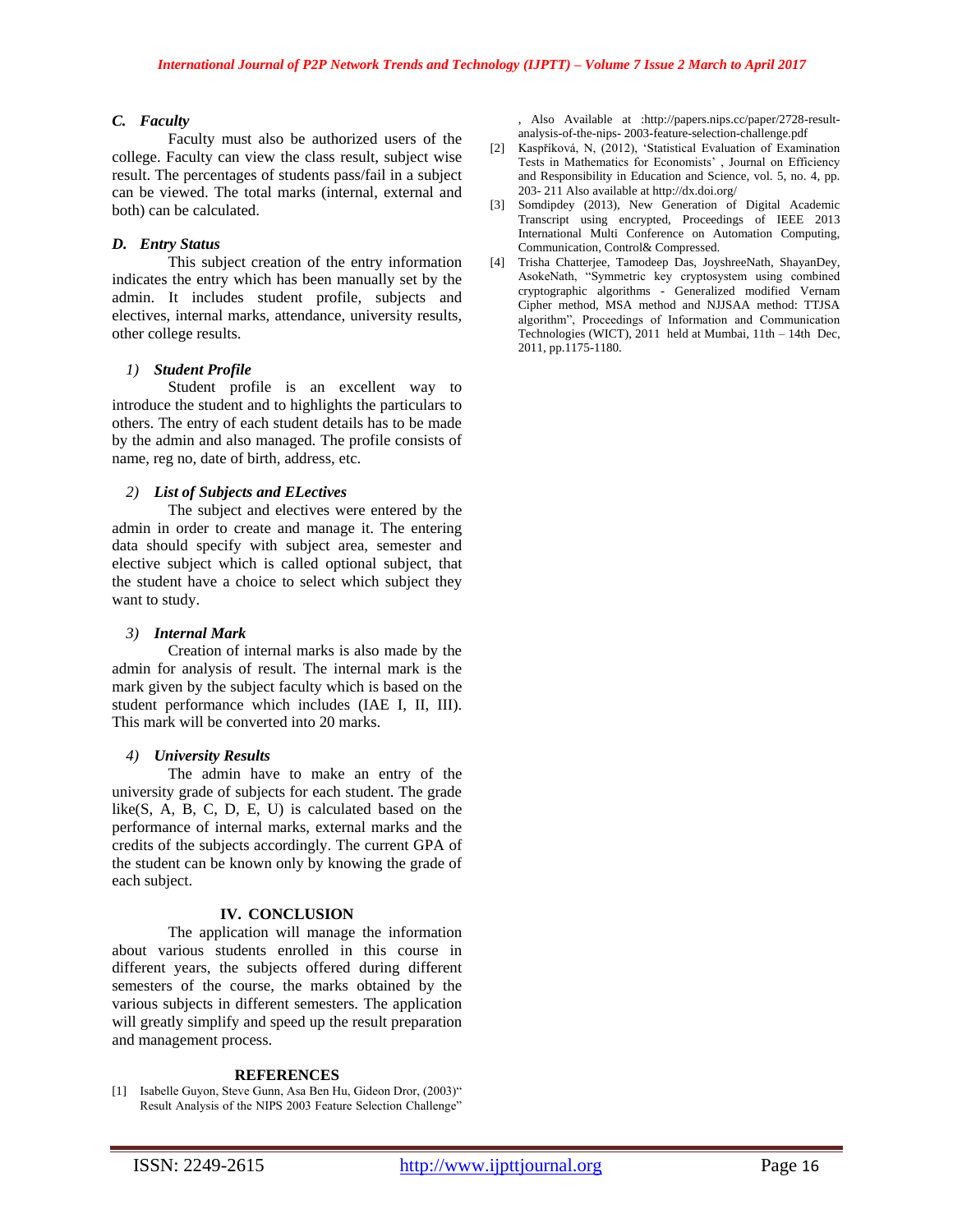### C. Faculty

Faculty must also be authorized users of the college. Faculty can view the class result, subject wise result. The percentages of students pass/fail in a subject can be viewed. The total marks (internal, external and both) can be calculated.

### D. Entry Status

This subject creation of the entry information indicates the entry which has been manually set by the admin. It includes student profile, subjects and electives, internal marks, attendance, university results, other college results.

#### 1) Student Profile

Student profile is an excellent way to introduce the student and to highlights the particulars to others. The entry of each student details has to be made by the admin and also managed. The profile consists of name, reg no, date of birth, address, etc.

#### 2) List of Subjects and ELectives

The subject and electives were entered by the admin in order to create and manage it. The entering data should specify with subject area, semester and elective subject which is called optional subject, that the student have a choice to select which subject they want to study.

#### 3) Internal Mark

Creation of internal marks is also made by the admin for analysis of result. The internal mark is the mark given by the subject faculty which is based on the student performance which includes (IAE I, II, III). This mark will be converted into 20 marks.

#### 4) University Results

The admin have to make an entry of the university grade of subjects for each student. The grade like(S, A, B, C, D, E, U) is calculated based on the performance of internal marks, external marks and the credits of the subjects accordingly. The current GPA of the student can be known only by knowing the grade of each subject.

## IV. CONCLUSION

The application will manage the information about various students enrolled in this course in different years, the subjects offered during different semesters of the course, the marks obtained by the various subjects in different semesters. The application will greatly simplify and speed up the result preparation and management process.

## REFERENCES

[1] Isabelle Guyon, Steve Gunn, Asa Ben Hu, Gideon Dror, (2003)" Result Analysis of the NIPS 2003 Feature Selection Challenge" , Also Available at :http://papers.nips.cc/paper/2728-result-analysis-of-the-nips- 2003-feature-selection-challenge.pdf

[2] Kaspříková, N, (2012), 'Statistical Evaluation of Examination Tests in Mathematics for Economists' , Journal on Efficiency and Responsibility in Education and Science, vol. 5, no. 4, pp. 203- 211 Also available at http://dx.doi.org/

[3] Somdipdey (2013), New Generation of Digital Academic Transcript using encrypted, Proceedings of IEEE 2013 International Multi Conference on Automation Computing, Communication, Control& Compressed.

[4] Trisha Chatterjee, Tamodeep Das, JoyshreeNath, ShayanDey, AsokeNath, "Symmetric key cryptosystem using combined cryptographic algorithms - Generalized modified Vernam Cipher method, MSA method and NJJSAA method: TTJSA algorithm", Proceedings of Information and Communication Technologies (WICT), 2011 held at Mumbai, 11th – 14th Dec, 2011, pp.1175-1180.